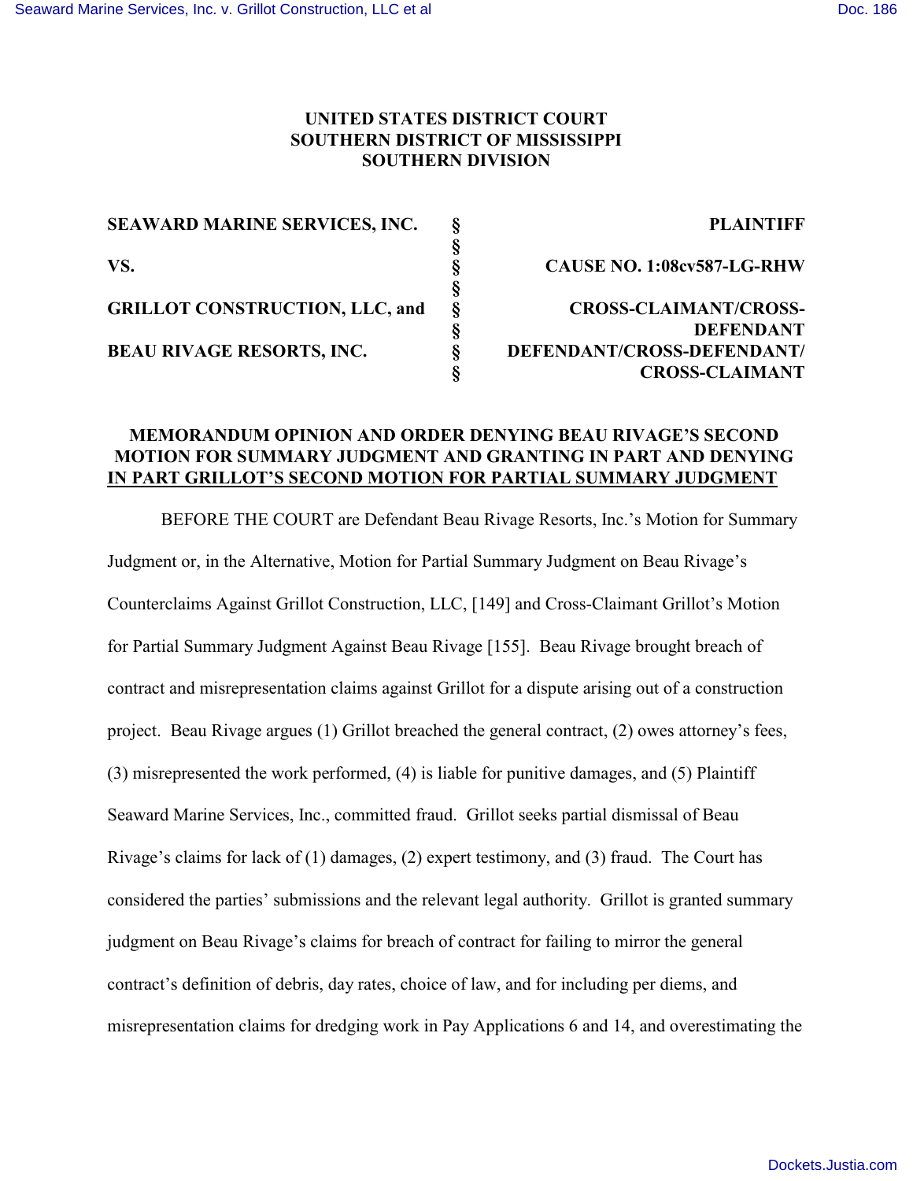**UNITED STATES DISTRICT COURT**
**SOUTHERN DISTRICT OF MISSISSIPPI**
**SOUTHERN DIVISION**

| | | |
|---|---|---|
| **SEAWARD MARINE SERVICES, INC.** | § | **PLAINTIFF** |
| | § | |
| **VS.** | § | **CAUSE NO. 1:08cv587-LG-RHW** |
| | § | |
| **GRILLOT CONSTRUCTION, LLC, and** | § | **CROSS-CLAIMANT/CROSS-DEFENDANT** |
| | § | |
| **BEAU RIVAGE RESORTS, INC.** | § | **DEFENDANT/CROSS-DEFENDANT/CROSS-CLAIMANT** |
| | § | |

**MEMORANDUM OPINION AND ORDER DENYING BEAU RIVAGE'S SECOND MOTION FOR SUMMARY JUDGMENT AND GRANTING IN PART AND DENYING IN PART GRILLOT'S SECOND MOTION FOR PARTIAL SUMMARY JUDGMENT**

BEFORE THE COURT are Defendant Beau Rivage Resorts, Inc.'s Motion for Summary Judgment or, in the Alternative, Motion for Partial Summary Judgment on Beau Rivage's Counterclaims Against Grillot Construction, LLC, [149] and Cross-Claimant Grillot's Motion for Partial Summary Judgment Against Beau Rivage [155]. Beau Rivage brought breach of contract and misrepresentation claims against Grillot for a dispute arising out of a construction project. Beau Rivage argues (1) Grillot breached the general contract, (2) owes attorney's fees, (3) misrepresented the work performed, (4) is liable for punitive damages, and (5) Plaintiff Seaward Marine Services, Inc., committed fraud. Grillot seeks partial dismissal of Beau Rivage's claims for lack of (1) damages, (2) expert testimony, and (3) fraud. The Court has considered the parties' submissions and the relevant legal authority. Grillot is granted summary judgment on Beau Rivage's claims for breach of contract for failing to mirror the general contract's definition of debris, day rates, choice of law, and for including per diems, and misrepresentation claims for dredging work in Pay Applications 6 and 14, and overestimating the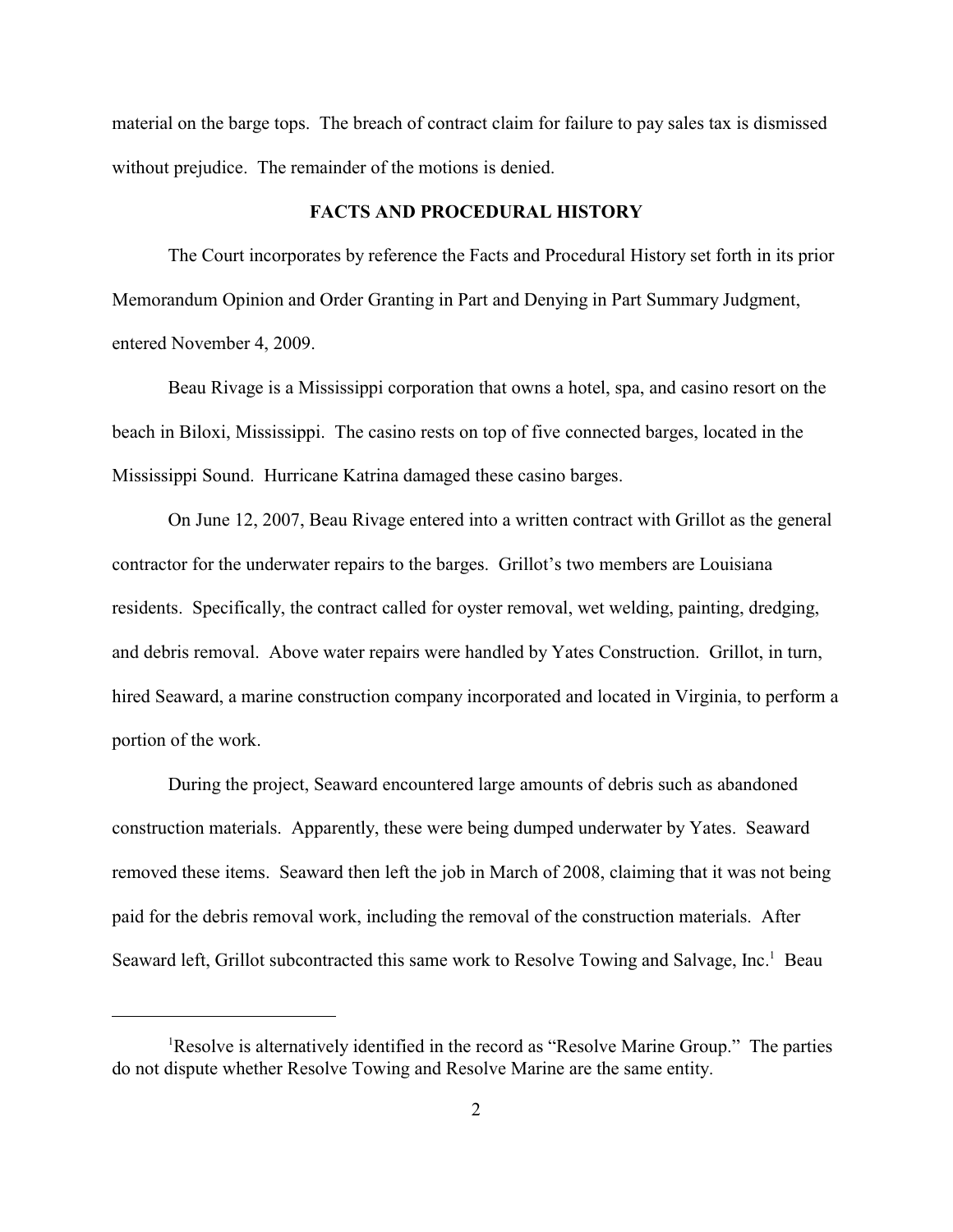material on the barge tops. The breach of contract claim for failure to pay sales tax is dismissed without prejudice. The remainder of the motions is denied.

## FACTS AND PROCEDURAL HISTORY

The Court incorporates by reference the Facts and Procedural History set forth in its prior Memorandum Opinion and Order Granting in Part and Denying in Part Summary Judgment, entered November 4, 2009.

Beau Rivage is a Mississippi corporation that owns a hotel, spa, and casino resort on the beach in Biloxi, Mississippi. The casino rests on top of five connected barges, located in the Mississippi Sound. Hurricane Katrina damaged these casino barges.

On June 12, 2007, Beau Rivage entered into a written contract with Grillot as the general contractor for the underwater repairs to the barges. Grillot's two members are Louisiana residents. Specifically, the contract called for oyster removal, wet welding, painting, dredging, and debris removal. Above water repairs were handled by Yates Construction. Grillot, in turn, hired Seaward, a marine construction company incorporated and located in Virginia, to perform a portion of the work.

During the project, Seaward encountered large amounts of debris such as abandoned construction materials. Apparently, these were being dumped underwater by Yates. Seaward removed these items. Seaward then left the job in March of 2008, claiming that it was not being paid for the debris removal work, including the removal of the construction materials. After Seaward left, Grillot subcontracted this same work to Resolve Towing and Salvage, Inc.[1] Beau

[1] Resolve is alternatively identified in the record as "Resolve Marine Group." The parties do not dispute whether Resolve Towing and Resolve Marine are the same entity.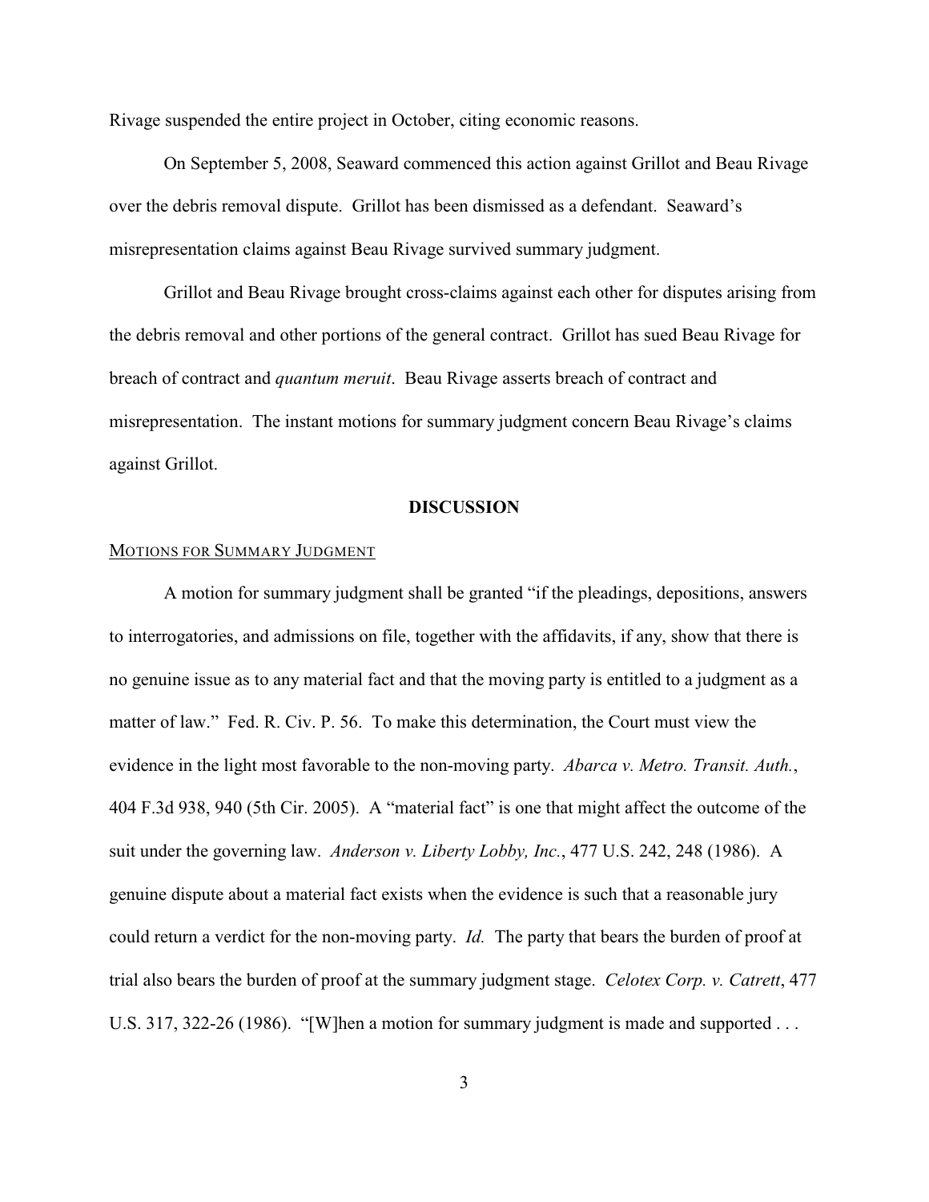Rivage suspended the entire project in October, citing economic reasons.

On September 5, 2008, Seaward commenced this action against Grillot and Beau Rivage over the debris removal dispute. Grillot has been dismissed as a defendant. Seaward's misrepresentation claims against Beau Rivage survived summary judgment.

Grillot and Beau Rivage brought cross-claims against each other for disputes arising from the debris removal and other portions of the general contract. Grillot has sued Beau Rivage for breach of contract and *quantum meruit*. Beau Rivage asserts breach of contract and misrepresentation. The instant motions for summary judgment concern Beau Rivage's claims against Grillot.

## DISCUSSION

### MOTIONS FOR SUMMARY JUDGMENT

A motion for summary judgment shall be granted "if the pleadings, depositions, answers to interrogatories, and admissions on file, together with the affidavits, if any, show that there is no genuine issue as to any material fact and that the moving party is entitled to a judgment as a matter of law." Fed. R. Civ. P. 56. To make this determination, the Court must view the evidence in the light most favorable to the non-moving party. *Abarca v. Metro. Transit. Auth.*, 404 F.3d 938, 940 (5th Cir. 2005). A "material fact" is one that might affect the outcome of the suit under the governing law. *Anderson v. Liberty Lobby, Inc.*, 477 U.S. 242, 248 (1986). A genuine dispute about a material fact exists when the evidence is such that a reasonable jury could return a verdict for the non-moving party. *Id.* The party that bears the burden of proof at trial also bears the burden of proof at the summary judgment stage. *Celotex Corp. v. Catrett*, 477 U.S. 317, 322-26 (1986). "[W]hen a motion for summary judgment is made and supported . . .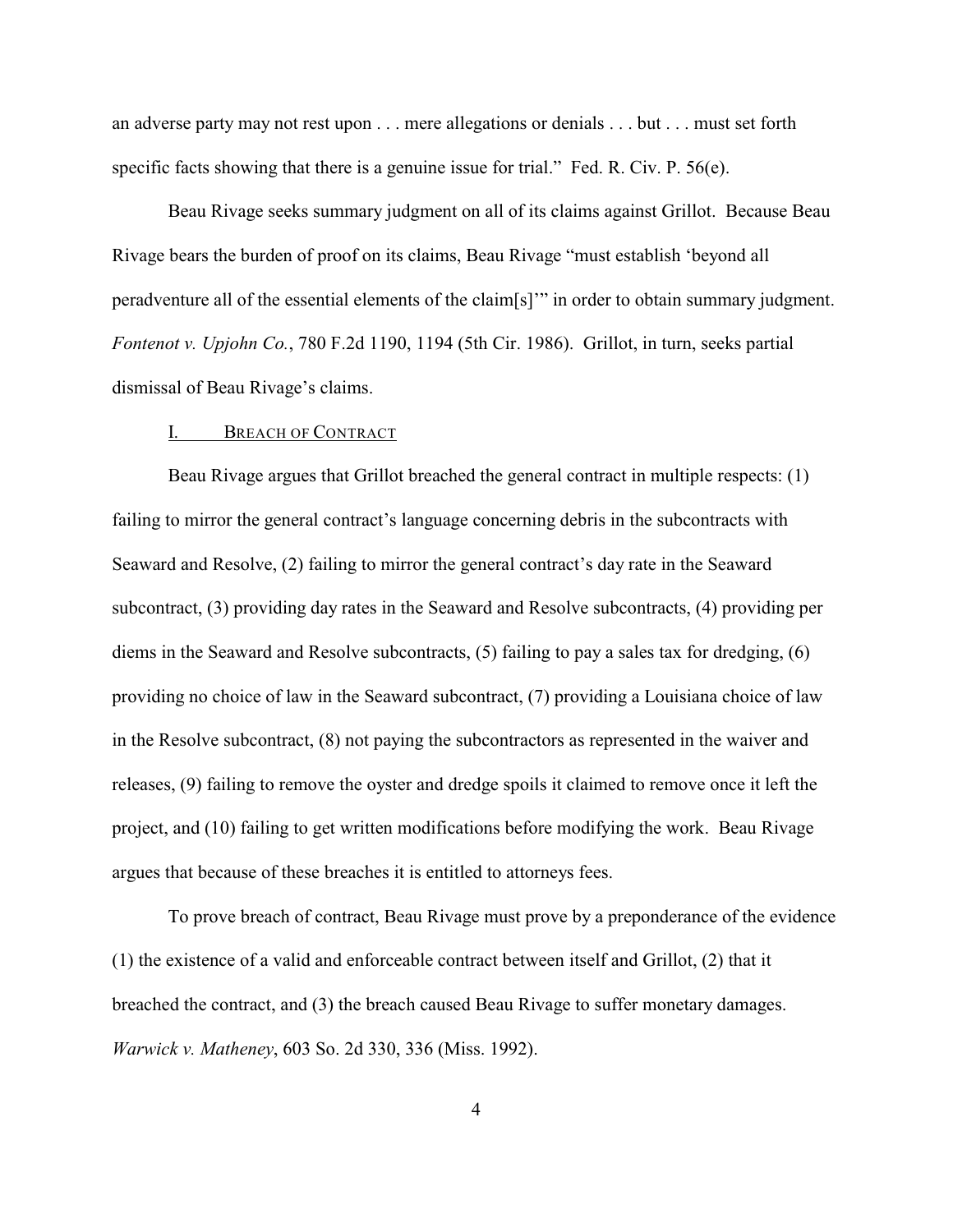an adverse party may not rest upon . . . mere allegations or denials . . . but . . . must set forth specific facts showing that there is a genuine issue for trial." Fed. R. Civ. P. 56(e).

Beau Rivage seeks summary judgment on all of its claims against Grillot. Because Beau Rivage bears the burden of proof on its claims, Beau Rivage "must establish 'beyond all peradventure all of the essential elements of the claim[s]'" in order to obtain summary judgment. *Fontenot v. Upjohn Co.*, 780 F.2d 1190, 1194 (5th Cir. 1986). Grillot, in turn, seeks partial dismissal of Beau Rivage's claims.

## I. BREACH OF CONTRACT

Beau Rivage argues that Grillot breached the general contract in multiple respects: (1) failing to mirror the general contract's language concerning debris in the subcontracts with Seaward and Resolve, (2) failing to mirror the general contract's day rate in the Seaward subcontract, (3) providing day rates in the Seaward and Resolve subcontracts, (4) providing per diems in the Seaward and Resolve subcontracts, (5) failing to pay a sales tax for dredging, (6) providing no choice of law in the Seaward subcontract, (7) providing a Louisiana choice of law in the Resolve subcontract, (8) not paying the subcontractors as represented in the waiver and releases, (9) failing to remove the oyster and dredge spoils it claimed to remove once it left the project, and (10) failing to get written modifications before modifying the work. Beau Rivage argues that because of these breaches it is entitled to attorneys fees.

To prove breach of contract, Beau Rivage must prove by a preponderance of the evidence (1) the existence of a valid and enforceable contract between itself and Grillot, (2) that it breached the contract, and (3) the breach caused Beau Rivage to suffer monetary damages. *Warwick v. Matheney*, 603 So. 2d 330, 336 (Miss. 1992).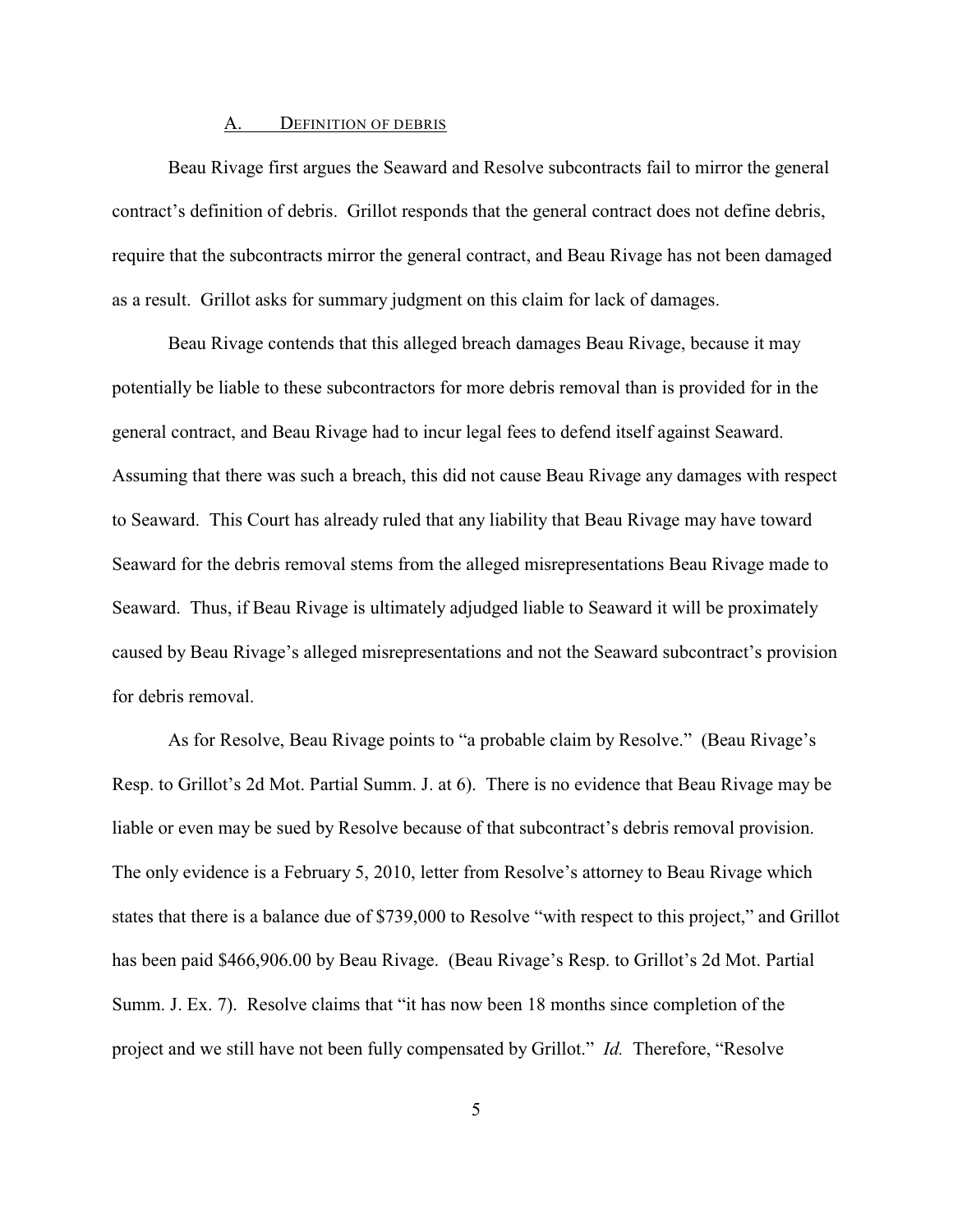### A. DEFINITION OF DEBRIS

Beau Rivage first argues the Seaward and Resolve subcontracts fail to mirror the general contract's definition of debris. Grillot responds that the general contract does not define debris, require that the subcontracts mirror the general contract, and Beau Rivage has not been damaged as a result. Grillot asks for summary judgment on this claim for lack of damages.

Beau Rivage contends that this alleged breach damages Beau Rivage, because it may potentially be liable to these subcontractors for more debris removal than is provided for in the general contract, and Beau Rivage had to incur legal fees to defend itself against Seaward. Assuming that there was such a breach, this did not cause Beau Rivage any damages with respect to Seaward. This Court has already ruled that any liability that Beau Rivage may have toward Seaward for the debris removal stems from the alleged misrepresentations Beau Rivage made to Seaward. Thus, if Beau Rivage is ultimately adjudged liable to Seaward it will be proximately caused by Beau Rivage's alleged misrepresentations and not the Seaward subcontract's provision for debris removal.

As for Resolve, Beau Rivage points to "a probable claim by Resolve." (Beau Rivage's Resp. to Grillot's 2d Mot. Partial Summ. J. at 6). There is no evidence that Beau Rivage may be liable or even may be sued by Resolve because of that subcontract's debris removal provision. The only evidence is a February 5, 2010, letter from Resolve's attorney to Beau Rivage which states that there is a balance due of $739,000 to Resolve "with respect to this project," and Grillot has been paid $466,906.00 by Beau Rivage. (Beau Rivage's Resp. to Grillot's 2d Mot. Partial Summ. J. Ex. 7). Resolve claims that "it has now been 18 months since completion of the project and we still have not been fully compensated by Grillot." *Id.* Therefore, "Resolve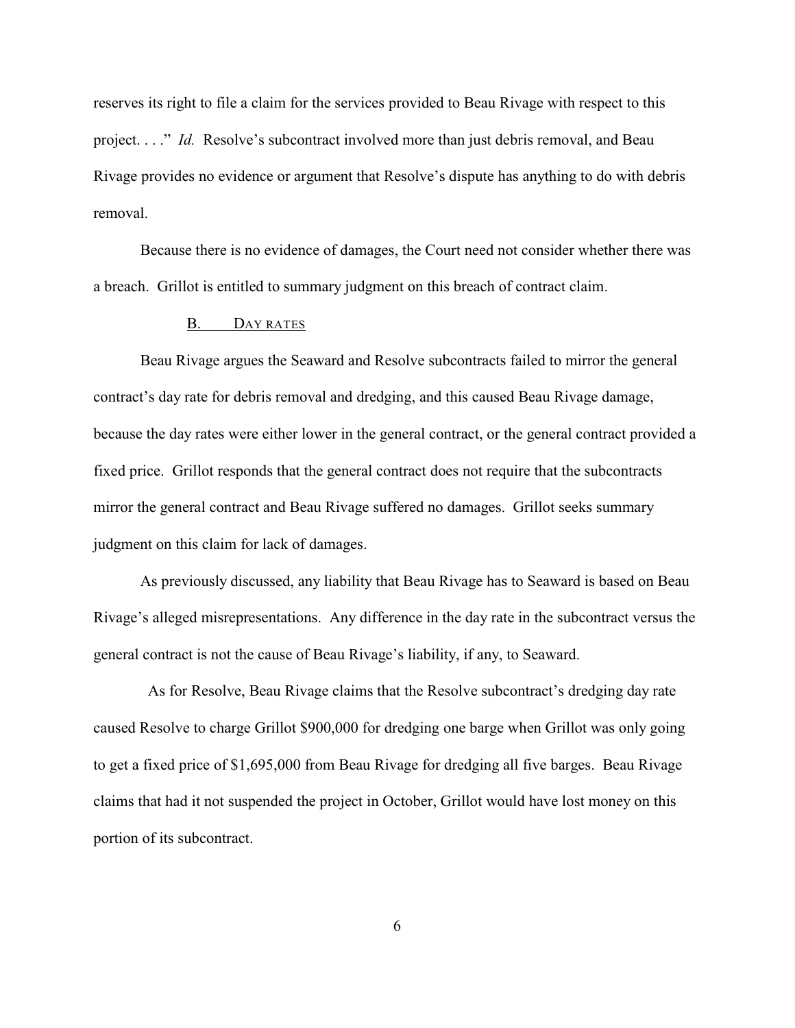reserves its right to file a claim for the services provided to Beau Rivage with respect to this project. . . ." *Id.* Resolve's subcontract involved more than just debris removal, and Beau Rivage provides no evidence or argument that Resolve's dispute has anything to do with debris removal.

Because there is no evidence of damages, the Court need not consider whether there was a breach. Grillot is entitled to summary judgment on this breach of contract claim.

### B. DAY RATES

Beau Rivage argues the Seaward and Resolve subcontracts failed to mirror the general contract's day rate for debris removal and dredging, and this caused Beau Rivage damage, because the day rates were either lower in the general contract, or the general contract provided a fixed price. Grillot responds that the general contract does not require that the subcontracts mirror the general contract and Beau Rivage suffered no damages. Grillot seeks summary judgment on this claim for lack of damages.

As previously discussed, any liability that Beau Rivage has to Seaward is based on Beau Rivage's alleged misrepresentations. Any difference in the day rate in the subcontract versus the general contract is not the cause of Beau Rivage's liability, if any, to Seaward.

As for Resolve, Beau Rivage claims that the Resolve subcontract's dredging day rate caused Resolve to charge Grillot $900,000 for dredging one barge when Grillot was only going to get a fixed price of $1,695,000 from Beau Rivage for dredging all five barges. Beau Rivage claims that had it not suspended the project in October, Grillot would have lost money on this portion of its subcontract.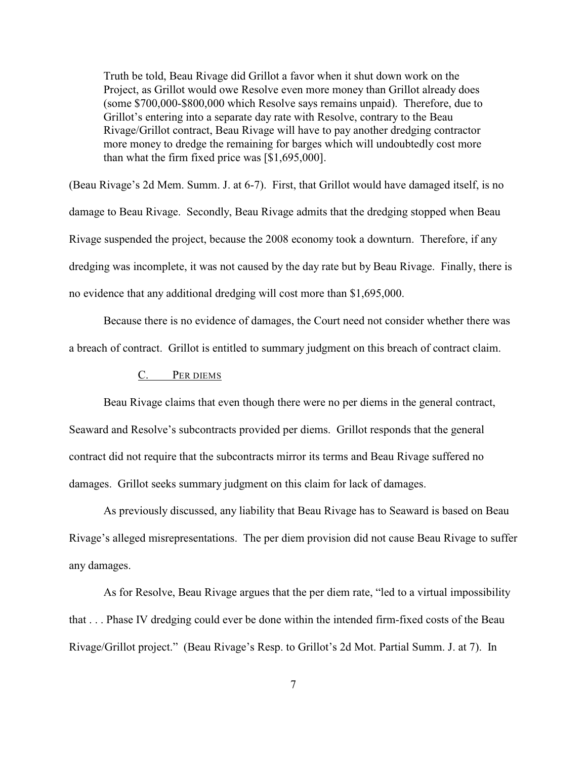> Truth be told, Beau Rivage did Grillot a favor when it shut down work on the Project, as Grillot would owe Resolve even more money than Grillot already does (some $700,000-$800,000 which Resolve says remains unpaid). Therefore, due to Grillot's entering into a separate day rate with Resolve, contrary to the Beau Rivage/Grillot contract, Beau Rivage will have to pay another dredging contractor more money to dredge the remaining for barges which will undoubtedly cost more than what the firm fixed price was [$1,695,000].

(Beau Rivage's 2d Mem. Summ. J. at 6-7). First, that Grillot would have damaged itself, is no damage to Beau Rivage. Secondly, Beau Rivage admits that the dredging stopped when Beau Rivage suspended the project, because the 2008 economy took a downturn. Therefore, if any dredging was incomplete, it was not caused by the day rate but by Beau Rivage. Finally, there is no evidence that any additional dredging will cost more than $1,695,000.

Because there is no evidence of damages, the Court need not consider whether there was a breach of contract. Grillot is entitled to summary judgment on this breach of contract claim.

### C. Per diems

Beau Rivage claims that even though there were no per diems in the general contract, Seaward and Resolve's subcontracts provided per diems. Grillot responds that the general contract did not require that the subcontracts mirror its terms and Beau Rivage suffered no damages. Grillot seeks summary judgment on this claim for lack of damages.

As previously discussed, any liability that Beau Rivage has to Seaward is based on Beau Rivage's alleged misrepresentations. The per diem provision did not cause Beau Rivage to suffer any damages.

As for Resolve, Beau Rivage argues that the per diem rate, "led to a virtual impossibility that . . . Phase IV dredging could ever be done within the intended firm-fixed costs of the Beau Rivage/Grillot project." (Beau Rivage's Resp. to Grillot's 2d Mot. Partial Summ. J. at 7). In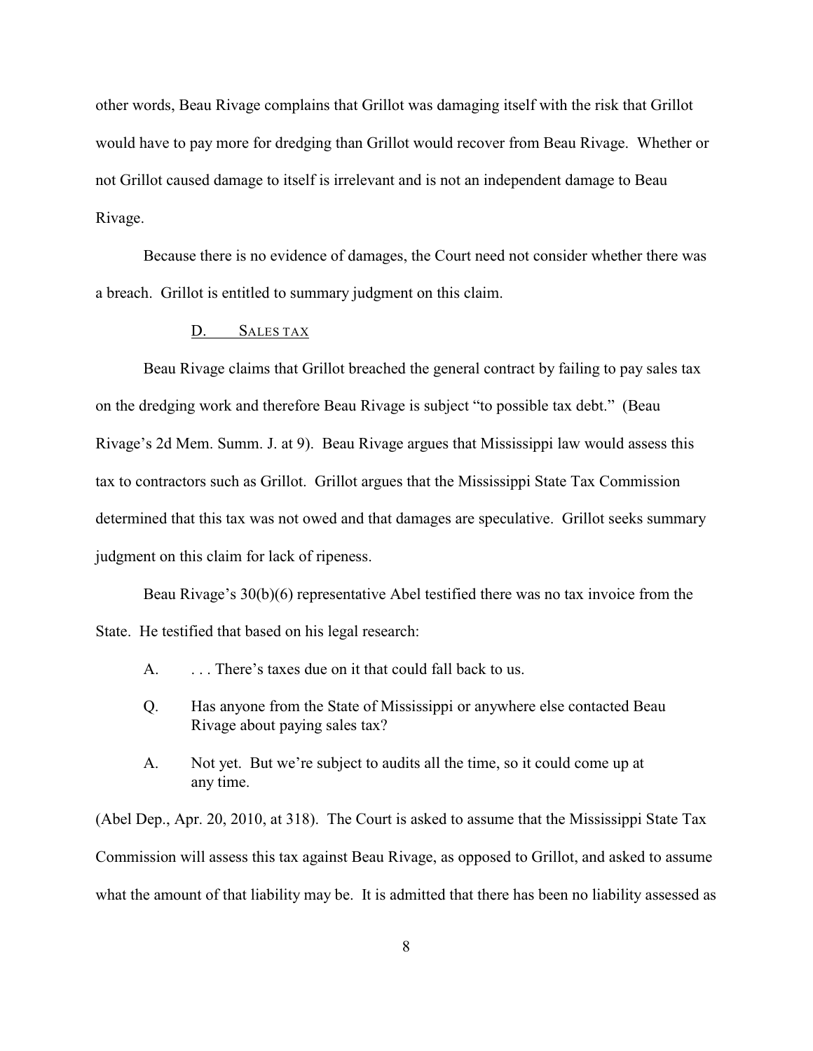other words, Beau Rivage complains that Grillot was damaging itself with the risk that Grillot would have to pay more for dredging than Grillot would recover from Beau Rivage. Whether or not Grillot caused damage to itself is irrelevant and is not an independent damage to Beau Rivage.

Because there is no evidence of damages, the Court need not consider whether there was a breach. Grillot is entitled to summary judgment on this claim.

### D. Sales tax

Beau Rivage claims that Grillot breached the general contract by failing to pay sales tax on the dredging work and therefore Beau Rivage is subject "to possible tax debt." (Beau Rivage's 2d Mem. Summ. J. at 9). Beau Rivage argues that Mississippi law would assess this tax to contractors such as Grillot. Grillot argues that the Mississippi State Tax Commission determined that this tax was not owed and that damages are speculative. Grillot seeks summary judgment on this claim for lack of ripeness.

Beau Rivage's 30(b)(6) representative Abel testified there was no tax invoice from the State. He testified that based on his legal research:

> A. . . . There's taxes due on it that could fall back to us.
>
> Q. Has anyone from the State of Mississippi or anywhere else contacted Beau Rivage about paying sales tax?
>
> A. Not yet. But we're subject to audits all the time, so it could come up at any time.

(Abel Dep., Apr. 20, 2010, at 318). The Court is asked to assume that the Mississippi State Tax Commission will assess this tax against Beau Rivage, as opposed to Grillot, and asked to assume what the amount of that liability may be. It is admitted that there has been no liability assessed as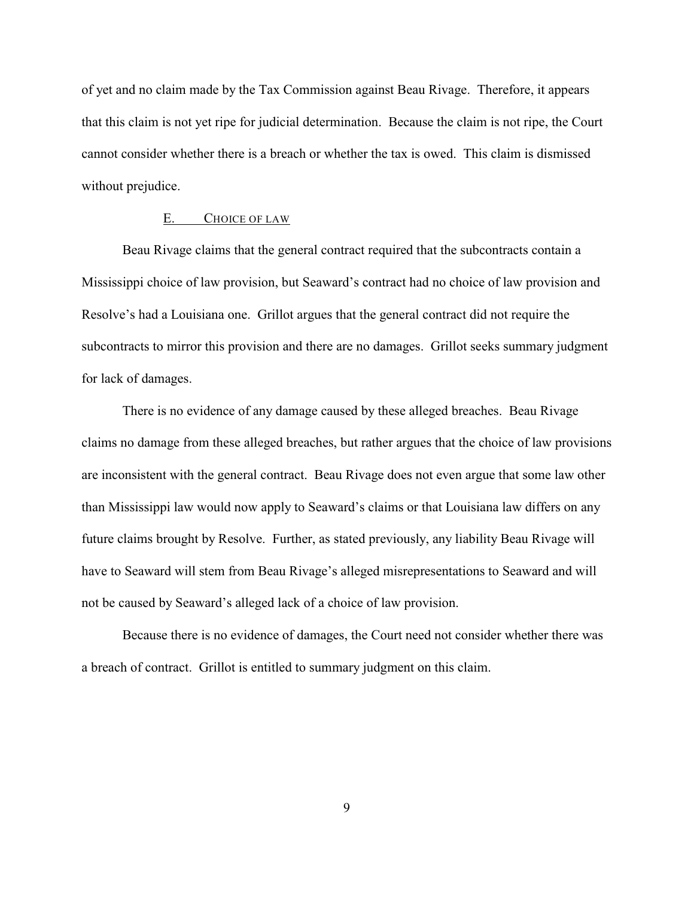of yet and no claim made by the Tax Commission against Beau Rivage. Therefore, it appears that this claim is not yet ripe for judicial determination. Because the claim is not ripe, the Court cannot consider whether there is a breach or whether the tax is owed. This claim is dismissed without prejudice.

### E. CHOICE OF LAW

Beau Rivage claims that the general contract required that the subcontracts contain a Mississippi choice of law provision, but Seaward's contract had no choice of law provision and Resolve's had a Louisiana one. Grillot argues that the general contract did not require the subcontracts to mirror this provision and there are no damages. Grillot seeks summary judgment for lack of damages.

There is no evidence of any damage caused by these alleged breaches. Beau Rivage claims no damage from these alleged breaches, but rather argues that the choice of law provisions are inconsistent with the general contract. Beau Rivage does not even argue that some law other than Mississippi law would now apply to Seaward's claims or that Louisiana law differs on any future claims brought by Resolve. Further, as stated previously, any liability Beau Rivage will have to Seaward will stem from Beau Rivage's alleged misrepresentations to Seaward and will not be caused by Seaward's alleged lack of a choice of law provision.

Because there is no evidence of damages, the Court need not consider whether there was a breach of contract. Grillot is entitled to summary judgment on this claim.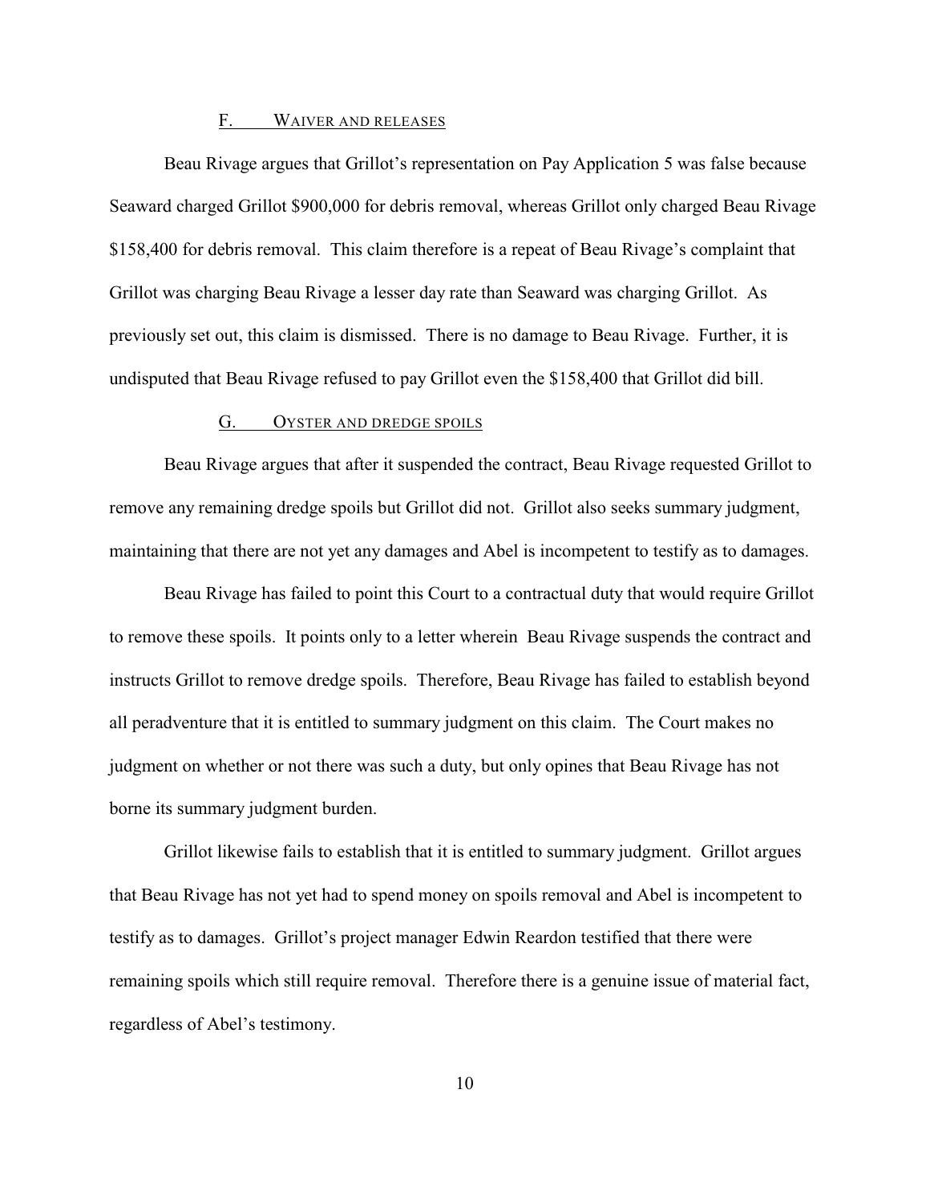### F. Waiver and releases

Beau Rivage argues that Grillot's representation on Pay Application 5 was false because Seaward charged Grillot $900,000 for debris removal, whereas Grillot only charged Beau Rivage $158,400 for debris removal. This claim therefore is a repeat of Beau Rivage's complaint that Grillot was charging Beau Rivage a lesser day rate than Seaward was charging Grillot. As previously set out, this claim is dismissed. There is no damage to Beau Rivage. Further, it is undisputed that Beau Rivage refused to pay Grillot even the $158,400 that Grillot did bill.

### G. Oyster and dredge spoils

Beau Rivage argues that after it suspended the contract, Beau Rivage requested Grillot to remove any remaining dredge spoils but Grillot did not. Grillot also seeks summary judgment, maintaining that there are not yet any damages and Abel is incompetent to testify as to damages.

Beau Rivage has failed to point this Court to a contractual duty that would require Grillot to remove these spoils. It points only to a letter wherein Beau Rivage suspends the contract and instructs Grillot to remove dredge spoils. Therefore, Beau Rivage has failed to establish beyond all peradventure that it is entitled to summary judgment on this claim. The Court makes no judgment on whether or not there was such a duty, but only opines that Beau Rivage has not borne its summary judgment burden.

Grillot likewise fails to establish that it is entitled to summary judgment. Grillot argues that Beau Rivage has not yet had to spend money on spoils removal and Abel is incompetent to testify as to damages. Grillot's project manager Edwin Reardon testified that there were remaining spoils which still require removal. Therefore there is a genuine issue of material fact, regardless of Abel's testimony.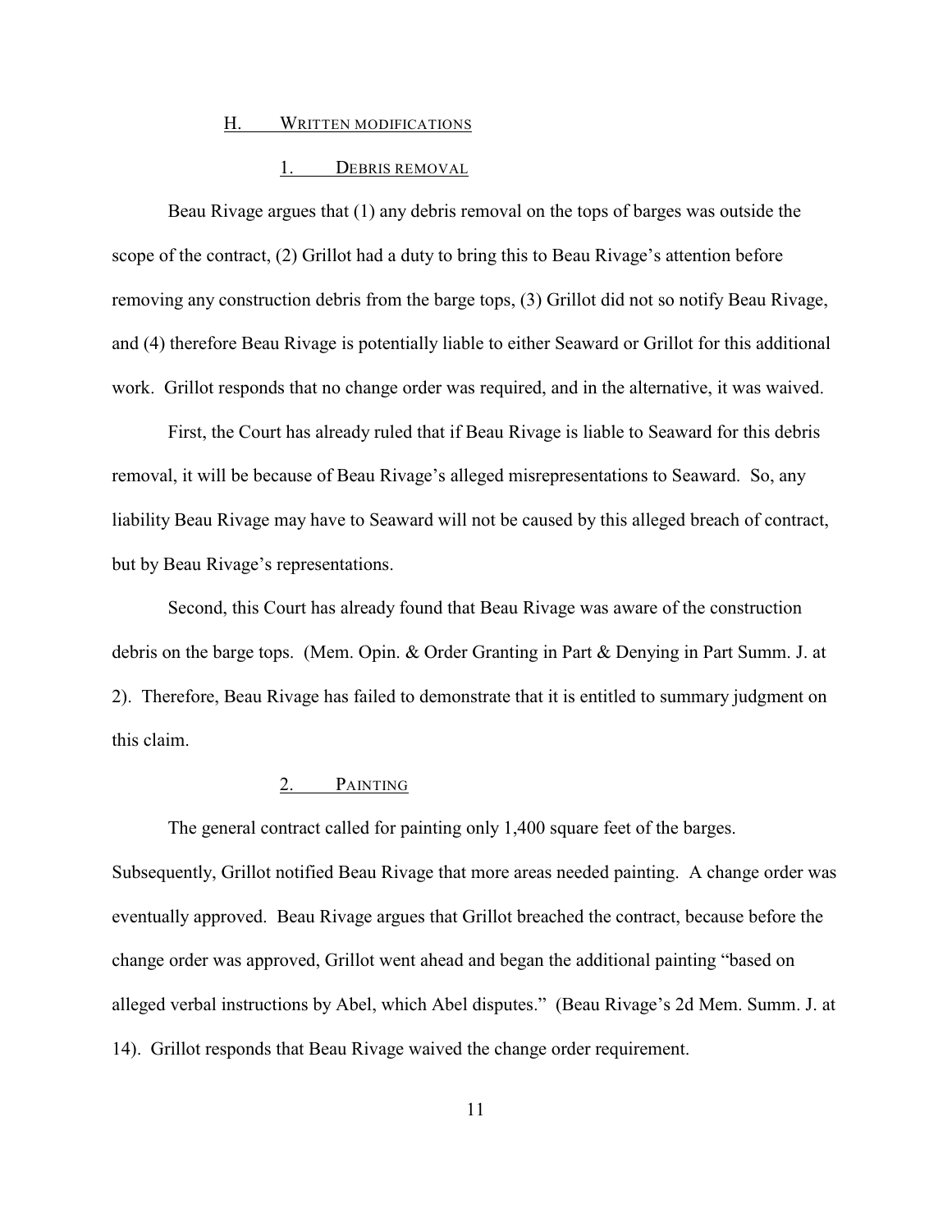### H. WRITTEN MODIFICATIONS

#### 1. DEBRIS REMOVAL

Beau Rivage argues that (1) any debris removal on the tops of barges was outside the scope of the contract, (2) Grillot had a duty to bring this to Beau Rivage's attention before removing any construction debris from the barge tops, (3) Grillot did not so notify Beau Rivage, and (4) therefore Beau Rivage is potentially liable to either Seaward or Grillot for this additional work. Grillot responds that no change order was required, and in the alternative, it was waived.

First, the Court has already ruled that if Beau Rivage is liable to Seaward for this debris removal, it will be because of Beau Rivage's alleged misrepresentations to Seaward. So, any liability Beau Rivage may have to Seaward will not be caused by this alleged breach of contract, but by Beau Rivage's representations.

Second, this Court has already found that Beau Rivage was aware of the construction debris on the barge tops. (Mem. Opin. & Order Granting in Part & Denying in Part Summ. J. at 2). Therefore, Beau Rivage has failed to demonstrate that it is entitled to summary judgment on this claim.

#### 2. PAINTING

The general contract called for painting only 1,400 square feet of the barges. Subsequently, Grillot notified Beau Rivage that more areas needed painting. A change order was eventually approved. Beau Rivage argues that Grillot breached the contract, because before the change order was approved, Grillot went ahead and began the additional painting "based on alleged verbal instructions by Abel, which Abel disputes." (Beau Rivage's 2d Mem. Summ. J. at 14). Grillot responds that Beau Rivage waived the change order requirement.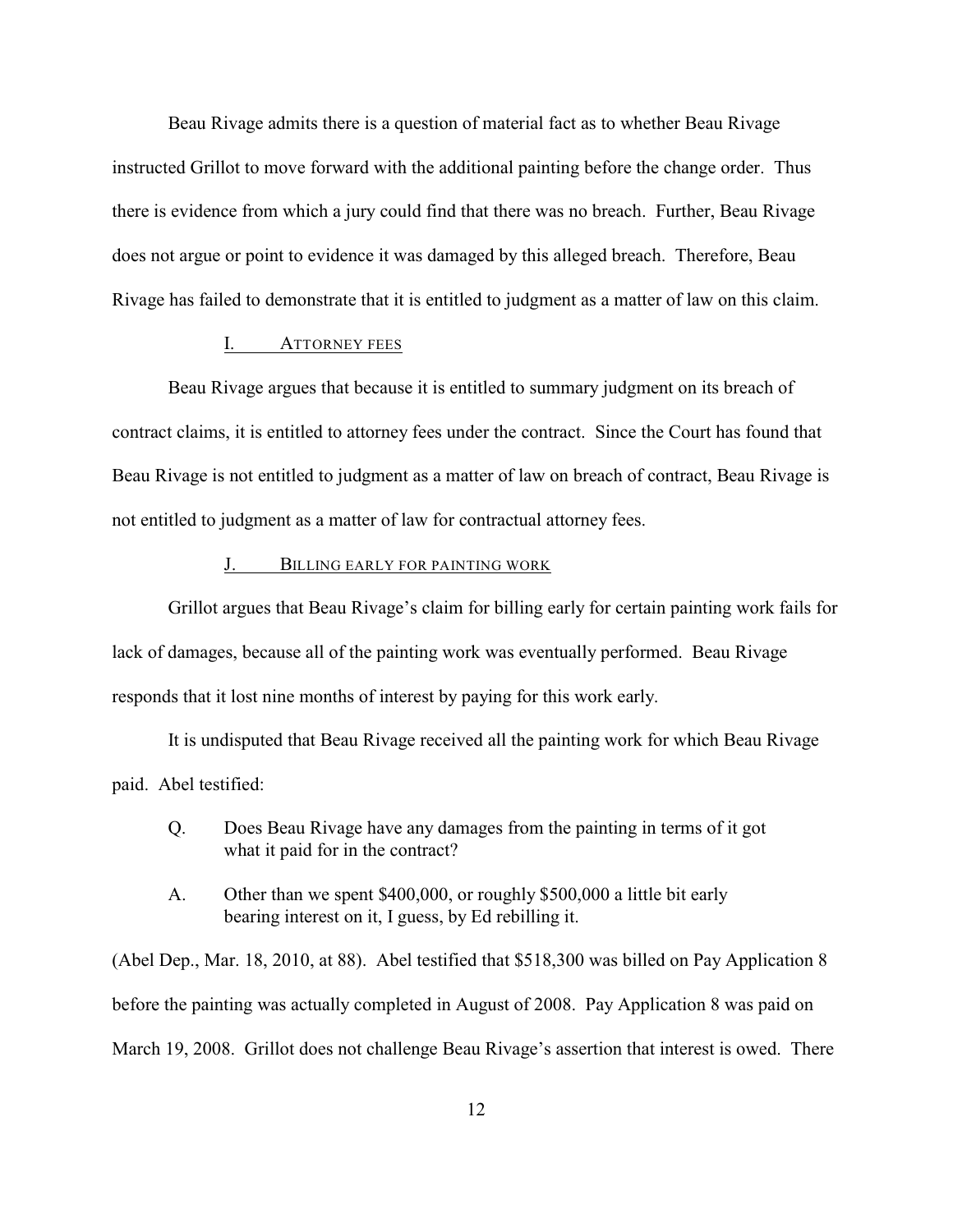Beau Rivage admits there is a question of material fact as to whether Beau Rivage instructed Grillot to move forward with the additional painting before the change order. Thus there is evidence from which a jury could find that there was no breach. Further, Beau Rivage does not argue or point to evidence it was damaged by this alleged breach. Therefore, Beau Rivage has failed to demonstrate that it is entitled to judgment as a matter of law on this claim.

### I. Attorney fees

Beau Rivage argues that because it is entitled to summary judgment on its breach of contract claims, it is entitled to attorney fees under the contract. Since the Court has found that Beau Rivage is not entitled to judgment as a matter of law on breach of contract, Beau Rivage is not entitled to judgment as a matter of law for contractual attorney fees.

### J. Billing early for painting work

Grillot argues that Beau Rivage's claim for billing early for certain painting work fails for lack of damages, because all of the painting work was eventually performed. Beau Rivage responds that it lost nine months of interest by paying for this work early.

It is undisputed that Beau Rivage received all the painting work for which Beau Rivage paid. Abel testified:

> Q. Does Beau Rivage have any damages from the painting in terms of it got what it paid for in the contract?
>
> A. Other than we spent $400,000, or roughly $500,000 a little bit early bearing interest on it, I guess, by Ed rebilling it.

(Abel Dep., Mar. 18, 2010, at 88). Abel testified that $518,300 was billed on Pay Application 8 before the painting was actually completed in August of 2008. Pay Application 8 was paid on March 19, 2008. Grillot does not challenge Beau Rivage's assertion that interest is owed. There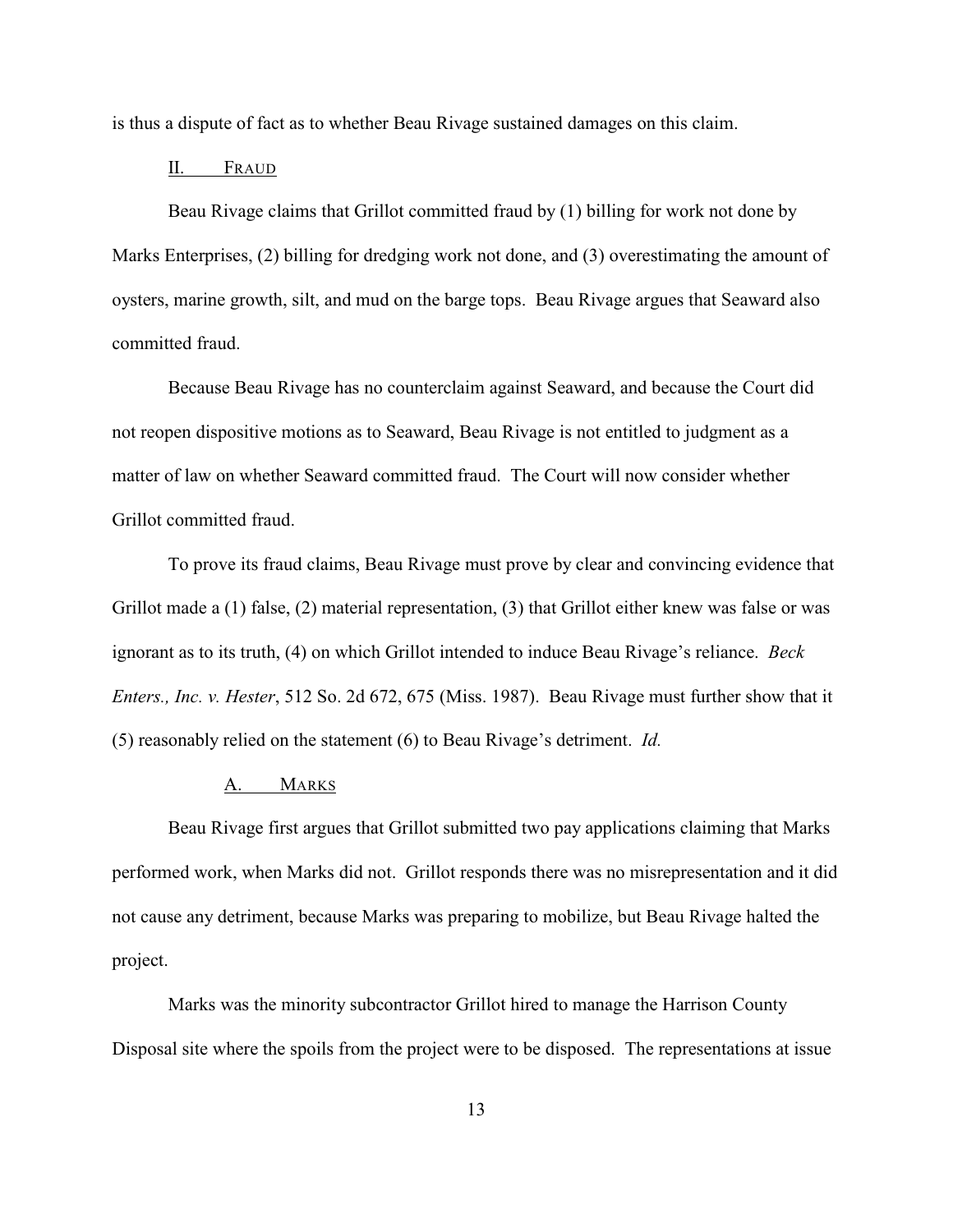is thus a dispute of fact as to whether Beau Rivage sustained damages on this claim.

## II. FRAUD

Beau Rivage claims that Grillot committed fraud by (1) billing for work not done by Marks Enterprises, (2) billing for dredging work not done, and (3) overestimating the amount of oysters, marine growth, silt, and mud on the barge tops. Beau Rivage argues that Seaward also committed fraud.

Because Beau Rivage has no counterclaim against Seaward, and because the Court did not reopen dispositive motions as to Seaward, Beau Rivage is not entitled to judgment as a matter of law on whether Seaward committed fraud. The Court will now consider whether Grillot committed fraud.

To prove its fraud claims, Beau Rivage must prove by clear and convincing evidence that Grillot made a (1) false, (2) material representation, (3) that Grillot either knew was false or was ignorant as to its truth, (4) on which Grillot intended to induce Beau Rivage's reliance. *Beck Enters., Inc. v. Hester*, 512 So. 2d 672, 675 (Miss. 1987). Beau Rivage must further show that it (5) reasonably relied on the statement (6) to Beau Rivage's detriment. *Id.*

### A. MARKS

Beau Rivage first argues that Grillot submitted two pay applications claiming that Marks performed work, when Marks did not. Grillot responds there was no misrepresentation and it did not cause any detriment, because Marks was preparing to mobilize, but Beau Rivage halted the project.

Marks was the minority subcontractor Grillot hired to manage the Harrison County Disposal site where the spoils from the project were to be disposed. The representations at issue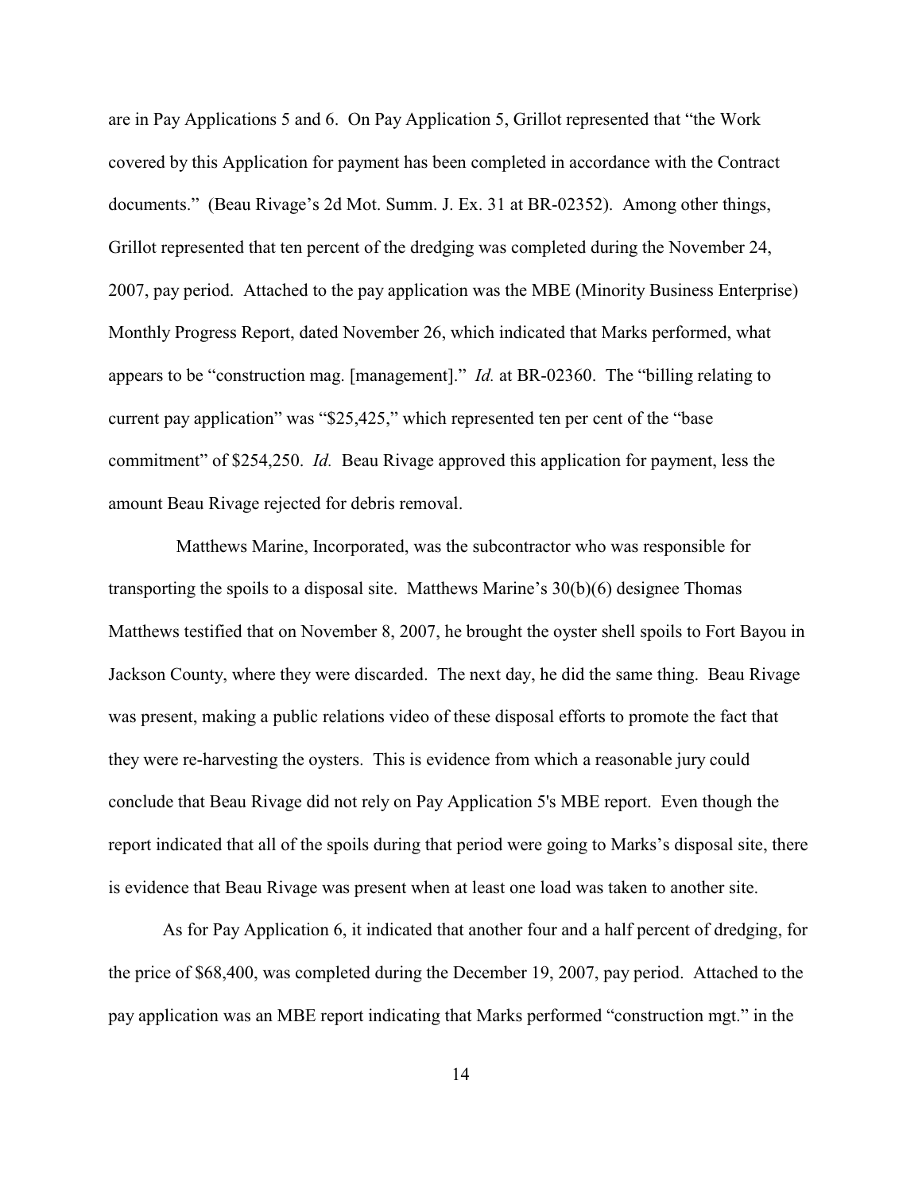are in Pay Applications 5 and 6. On Pay Application 5, Grillot represented that "the Work covered by this Application for payment has been completed in accordance with the Contract documents." (Beau Rivage's 2d Mot. Summ. J. Ex. 31 at BR-02352). Among other things, Grillot represented that ten percent of the dredging was completed during the November 24, 2007, pay period. Attached to the pay application was the MBE (Minority Business Enterprise) Monthly Progress Report, dated November 26, which indicated that Marks performed, what appears to be "construction mag. [management]." *Id.* at BR-02360. The "billing relating to current pay application" was "$25,425," which represented ten per cent of the "base commitment" of $254,250. *Id.* Beau Rivage approved this application for payment, less the amount Beau Rivage rejected for debris removal.

Matthews Marine, Incorporated, was the subcontractor who was responsible for transporting the spoils to a disposal site. Matthews Marine's 30(b)(6) designee Thomas Matthews testified that on November 8, 2007, he brought the oyster shell spoils to Fort Bayou in Jackson County, where they were discarded. The next day, he did the same thing. Beau Rivage was present, making a public relations video of these disposal efforts to promote the fact that they were re-harvesting the oysters. This is evidence from which a reasonable jury could conclude that Beau Rivage did not rely on Pay Application 5's MBE report. Even though the report indicated that all of the spoils during that period were going to Marks's disposal site, there is evidence that Beau Rivage was present when at least one load was taken to another site.

As for Pay Application 6, it indicated that another four and a half percent of dredging, for the price of $68,400, was completed during the December 19, 2007, pay period. Attached to the pay application was an MBE report indicating that Marks performed "construction mgt." in the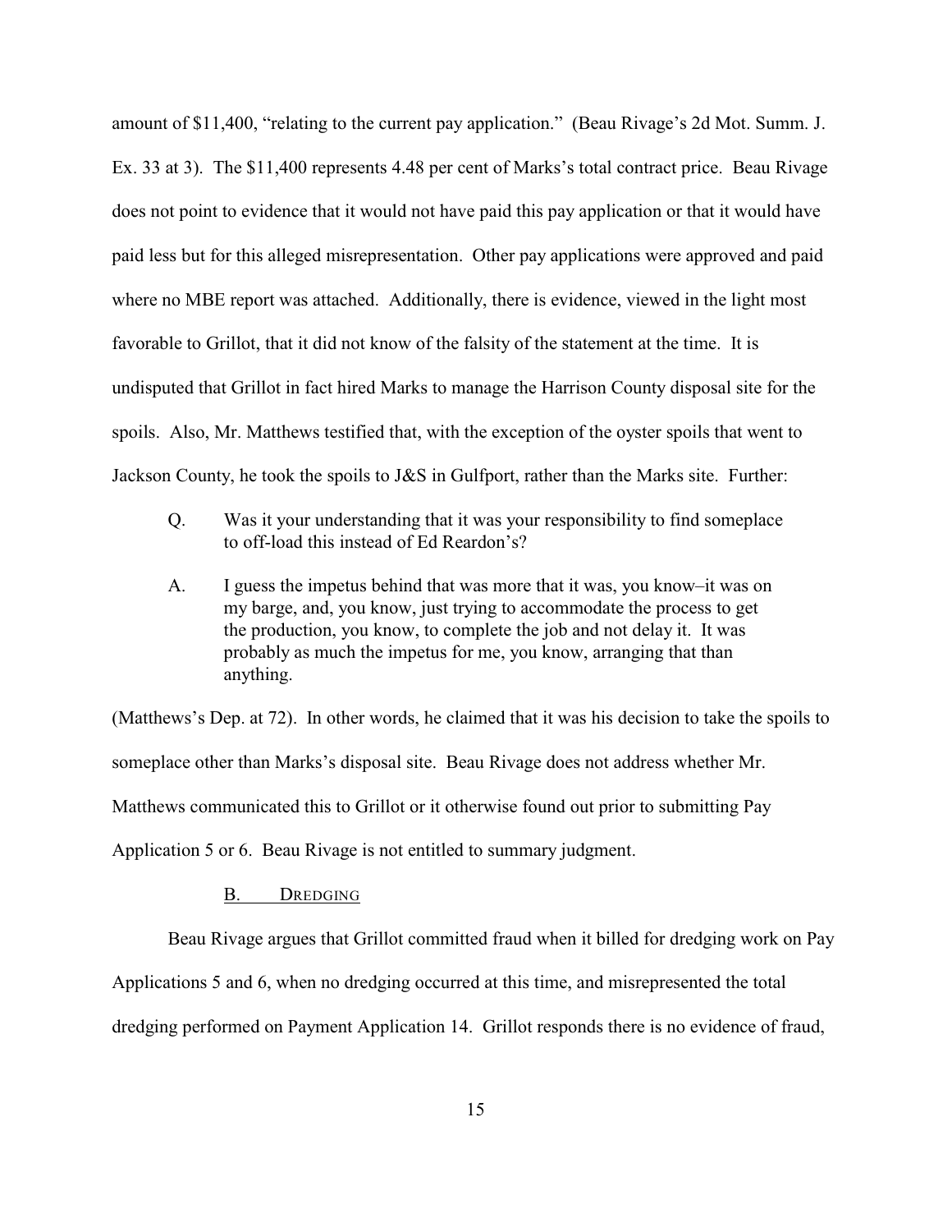amount of $11,400, "relating to the current pay application." (Beau Rivage's 2d Mot. Summ. J. Ex. 33 at 3). The $11,400 represents 4.48 per cent of Marks's total contract price. Beau Rivage does not point to evidence that it would not have paid this pay application or that it would have paid less but for this alleged misrepresentation. Other pay applications were approved and paid where no MBE report was attached. Additionally, there is evidence, viewed in the light most favorable to Grillot, that it did not know of the falsity of the statement at the time. It is undisputed that Grillot in fact hired Marks to manage the Harrison County disposal site for the spoils. Also, Mr. Matthews testified that, with the exception of the oyster spoils that went to Jackson County, he took the spoils to J&S in Gulfport, rather than the Marks site. Further:

> Q. Was it your understanding that it was your responsibility to find someplace to off-load this instead of Ed Reardon's?
>
> A. I guess the impetus behind that was more that it was, you know–it was on my barge, and, you know, just trying to accommodate the process to get the production, you know, to complete the job and not delay it. It was probably as much the impetus for me, you know, arranging that than anything.

(Matthews's Dep. at 72). In other words, he claimed that it was his decision to take the spoils to someplace other than Marks's disposal site. Beau Rivage does not address whether Mr. Matthews communicated this to Grillot or it otherwise found out prior to submitting Pay Application 5 or 6. Beau Rivage is not entitled to summary judgment.

### B. Dredging

Beau Rivage argues that Grillot committed fraud when it billed for dredging work on Pay Applications 5 and 6, when no dredging occurred at this time, and misrepresented the total dredging performed on Payment Application 14. Grillot responds there is no evidence of fraud,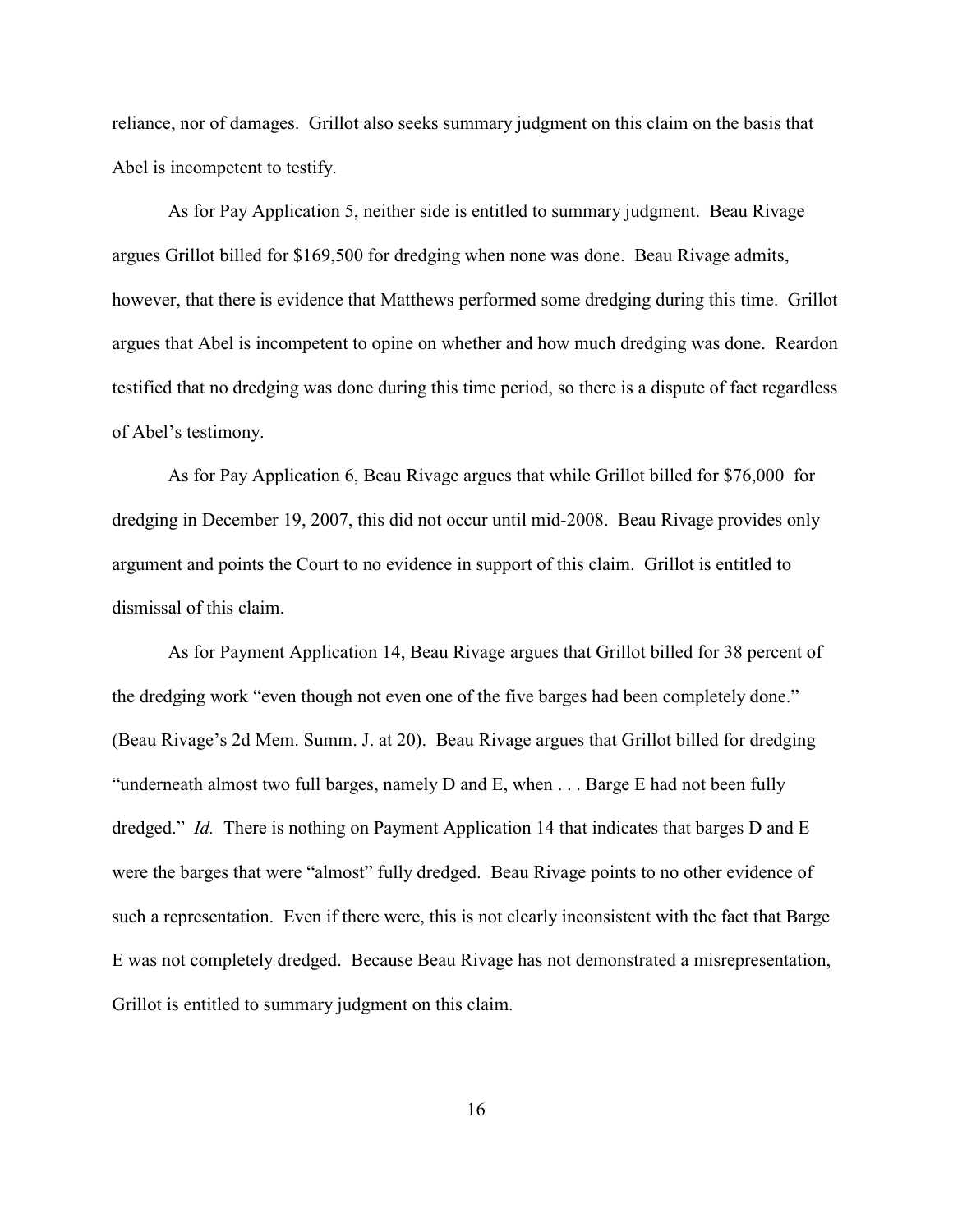reliance, nor of damages. Grillot also seeks summary judgment on this claim on the basis that Abel is incompetent to testify.

As for Pay Application 5, neither side is entitled to summary judgment. Beau Rivage argues Grillot billed for $169,500 for dredging when none was done. Beau Rivage admits, however, that there is evidence that Matthews performed some dredging during this time. Grillot argues that Abel is incompetent to opine on whether and how much dredging was done. Reardon testified that no dredging was done during this time period, so there is a dispute of fact regardless of Abel's testimony.

As for Pay Application 6, Beau Rivage argues that while Grillot billed for $76,000 for dredging in December 19, 2007, this did not occur until mid-2008. Beau Rivage provides only argument and points the Court to no evidence in support of this claim. Grillot is entitled to dismissal of this claim.

As for Payment Application 14, Beau Rivage argues that Grillot billed for 38 percent of the dredging work "even though not even one of the five barges had been completely done." (Beau Rivage's 2d Mem. Summ. J. at 20). Beau Rivage argues that Grillot billed for dredging "underneath almost two full barges, namely D and E, when . . . Barge E had not been fully dredged." *Id.* There is nothing on Payment Application 14 that indicates that barges D and E were the barges that were "almost" fully dredged. Beau Rivage points to no other evidence of such a representation. Even if there were, this is not clearly inconsistent with the fact that Barge E was not completely dredged. Because Beau Rivage has not demonstrated a misrepresentation, Grillot is entitled to summary judgment on this claim.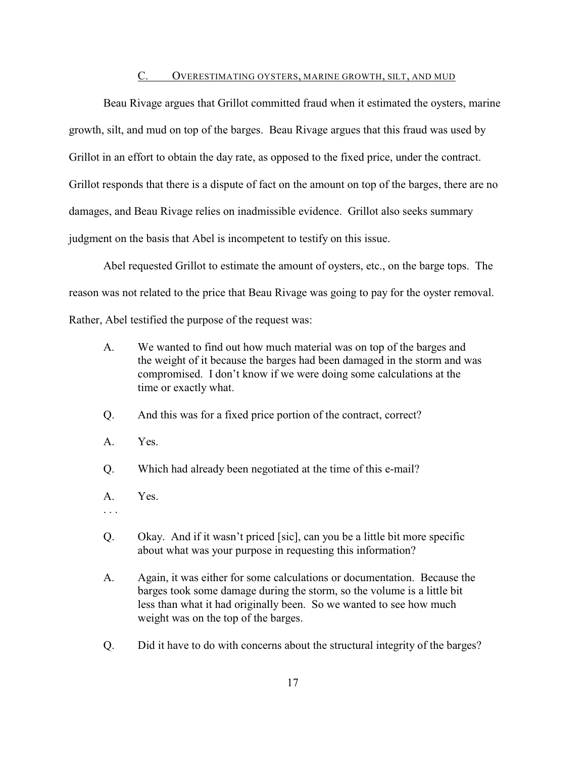### C. Overestimating oysters, marine growth, silt, and mud

Beau Rivage argues that Grillot committed fraud when it estimated the oysters, marine growth, silt, and mud on top of the barges. Beau Rivage argues that this fraud was used by Grillot in an effort to obtain the day rate, as opposed to the fixed price, under the contract. Grillot responds that there is a dispute of fact on the amount on top of the barges, there are no damages, and Beau Rivage relies on inadmissible evidence. Grillot also seeks summary judgment on the basis that Abel is incompetent to testify on this issue.

Abel requested Grillot to estimate the amount of oysters, etc., on the barge tops. The reason was not related to the price that Beau Rivage was going to pay for the oyster removal. Rather, Abel testified the purpose of the request was:

> A. We wanted to find out how much material was on top of the barges and the weight of it because the barges had been damaged in the storm and was compromised. I don't know if we were doing some calculations at the time or exactly what.
>
> Q. And this was for a fixed price portion of the contract, correct?
>
> A. Yes.
>
> Q. Which had already been negotiated at the time of this e-mail?
>
> A. Yes.
>
> . . .
>
> Q. Okay. And if it wasn't priced [sic], can you be a little bit more specific about what was your purpose in requesting this information?
>
> A. Again, it was either for some calculations or documentation. Because the barges took some damage during the storm, so the volume is a little bit less than what it had originally been. So we wanted to see how much weight was on the top of the barges.
>
> Q. Did it have to do with concerns about the structural integrity of the barges?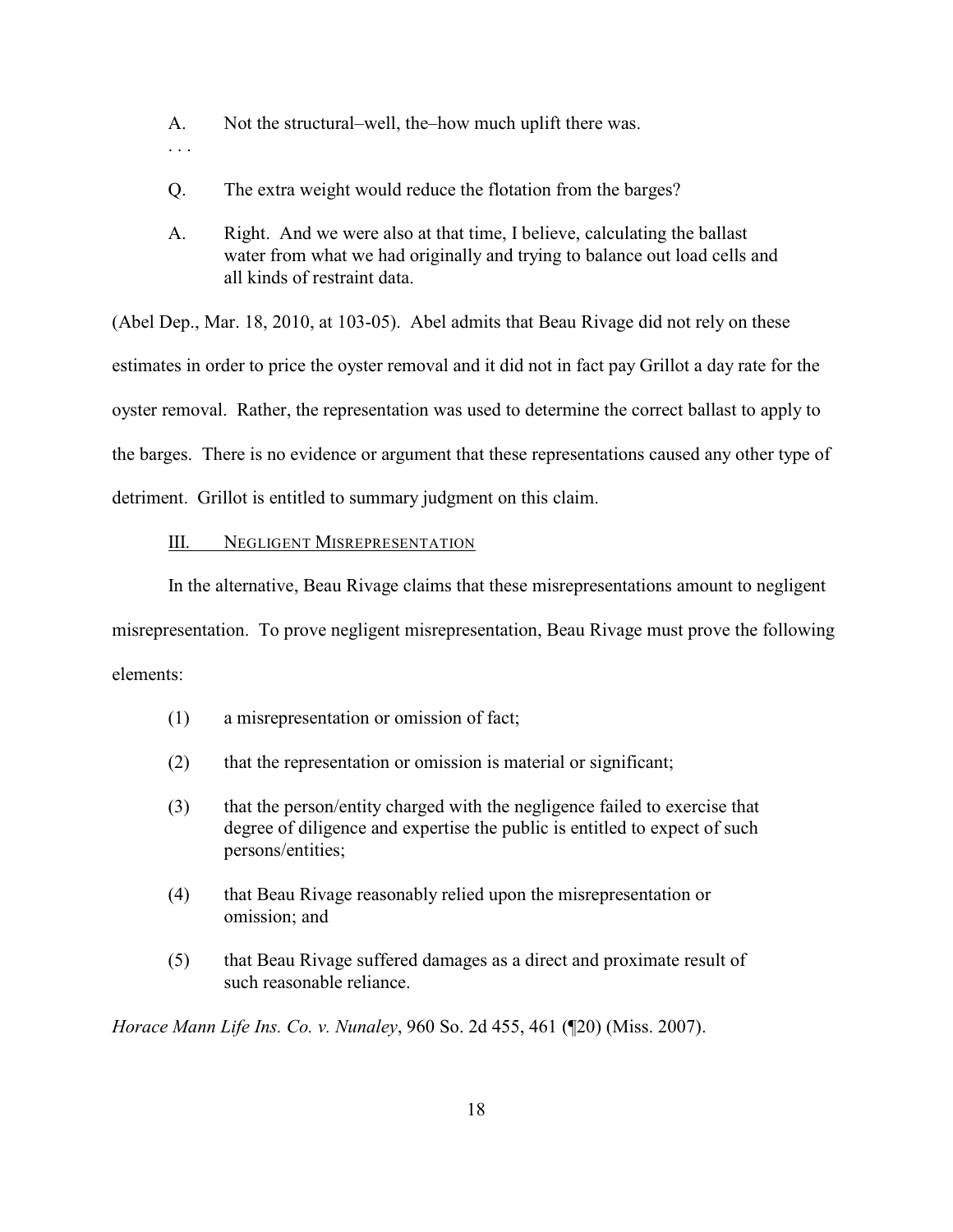A. Not the structural–well, the–how much uplift there was.

. . .

Q. The extra weight would reduce the flotation from the barges?

A. Right. And we were also at that time, I believe, calculating the ballast water from what we had originally and trying to balance out load cells and all kinds of restraint data.

(Abel Dep., Mar. 18, 2010, at 103-05). Abel admits that Beau Rivage did not rely on these estimates in order to price the oyster removal and it did not in fact pay Grillot a day rate for the oyster removal. Rather, the representation was used to determine the correct ballast to apply to the barges. There is no evidence or argument that these representations caused any other type of detriment. Grillot is entitled to summary judgment on this claim.

## III. Negligent Misrepresentation

In the alternative, Beau Rivage claims that these misrepresentations amount to negligent misrepresentation. To prove negligent misrepresentation, Beau Rivage must prove the following elements:

(1) a misrepresentation or omission of fact;

(2) that the representation or omission is material or significant;

(3) that the person/entity charged with the negligence failed to exercise that degree of diligence and expertise the public is entitled to expect of such persons/entities;

(4) that Beau Rivage reasonably relied upon the misrepresentation or omission; and

(5) that Beau Rivage suffered damages as a direct and proximate result of such reasonable reliance.

*Horace Mann Life Ins. Co. v. Nunaley*, 960 So. 2d 455, 461 (¶20) (Miss. 2007).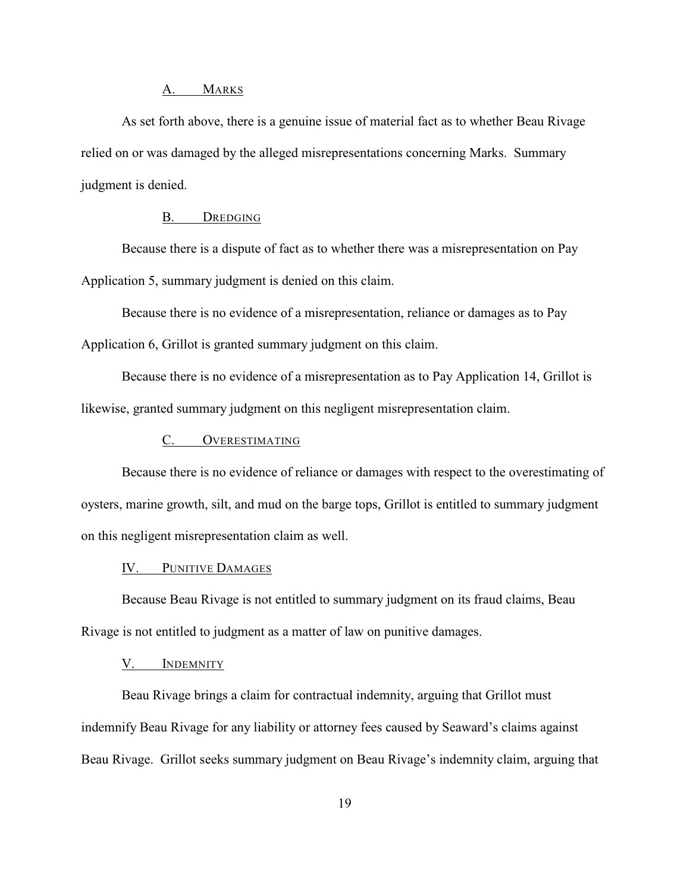### A. Marks

As set forth above, there is a genuine issue of material fact as to whether Beau Rivage relied on or was damaged by the alleged misrepresentations concerning Marks. Summary judgment is denied.

### B. Dredging

Because there is a dispute of fact as to whether there was a misrepresentation on Pay Application 5, summary judgment is denied on this claim.

Because there is no evidence of a misrepresentation, reliance or damages as to Pay Application 6, Grillot is granted summary judgment on this claim.

Because there is no evidence of a misrepresentation as to Pay Application 14, Grillot is likewise, granted summary judgment on this negligent misrepresentation claim.

### C. Overestimating

Because there is no evidence of reliance or damages with respect to the overestimating of oysters, marine growth, silt, and mud on the barge tops, Grillot is entitled to summary judgment on this negligent misrepresentation claim as well.

## IV. Punitive Damages

Because Beau Rivage is not entitled to summary judgment on its fraud claims, Beau Rivage is not entitled to judgment as a matter of law on punitive damages.

## V. Indemnity

Beau Rivage brings a claim for contractual indemnity, arguing that Grillot must indemnify Beau Rivage for any liability or attorney fees caused by Seaward's claims against Beau Rivage. Grillot seeks summary judgment on Beau Rivage's indemnity claim, arguing that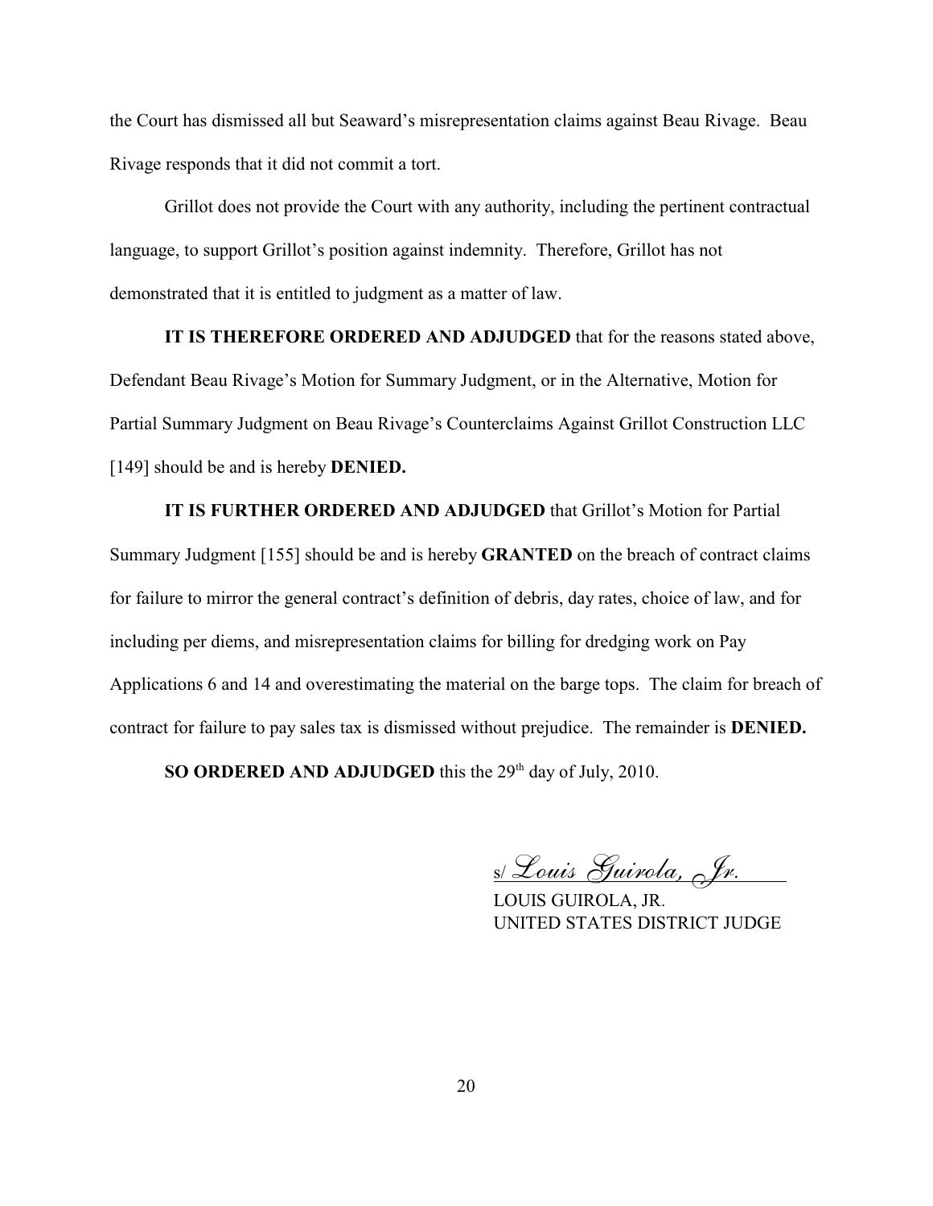the Court has dismissed all but Seaward's misrepresentation claims against Beau Rivage. Beau Rivage responds that it did not commit a tort.

Grillot does not provide the Court with any authority, including the pertinent contractual language, to support Grillot's position against indemnity. Therefore, Grillot has not demonstrated that it is entitled to judgment as a matter of law.

**IT IS THEREFORE ORDERED AND ADJUDGED** that for the reasons stated above, Defendant Beau Rivage's Motion for Summary Judgment, or in the Alternative, Motion for Partial Summary Judgment on Beau Rivage's Counterclaims Against Grillot Construction LLC [149] should be and is hereby **DENIED.**

**IT IS FURTHER ORDERED AND ADJUDGED** that Grillot's Motion for Partial Summary Judgment [155] should be and is hereby **GRANTED** on the breach of contract claims for failure to mirror the general contract's definition of debris, day rates, choice of law, and for including per diems, and misrepresentation claims for billing for dredging work on Pay Applications 6 and 14 and overestimating the material on the barge tops. The claim for breach of contract for failure to pay sales tax is dismissed without prejudice. The remainder is **DENIED.**

**SO ORDERED AND ADJUDGED** this the 29th day of July, 2010.

s/ *Louis Guirola, Jr.*
LOUIS GUIROLA, JR.
UNITED STATES DISTRICT JUDGE